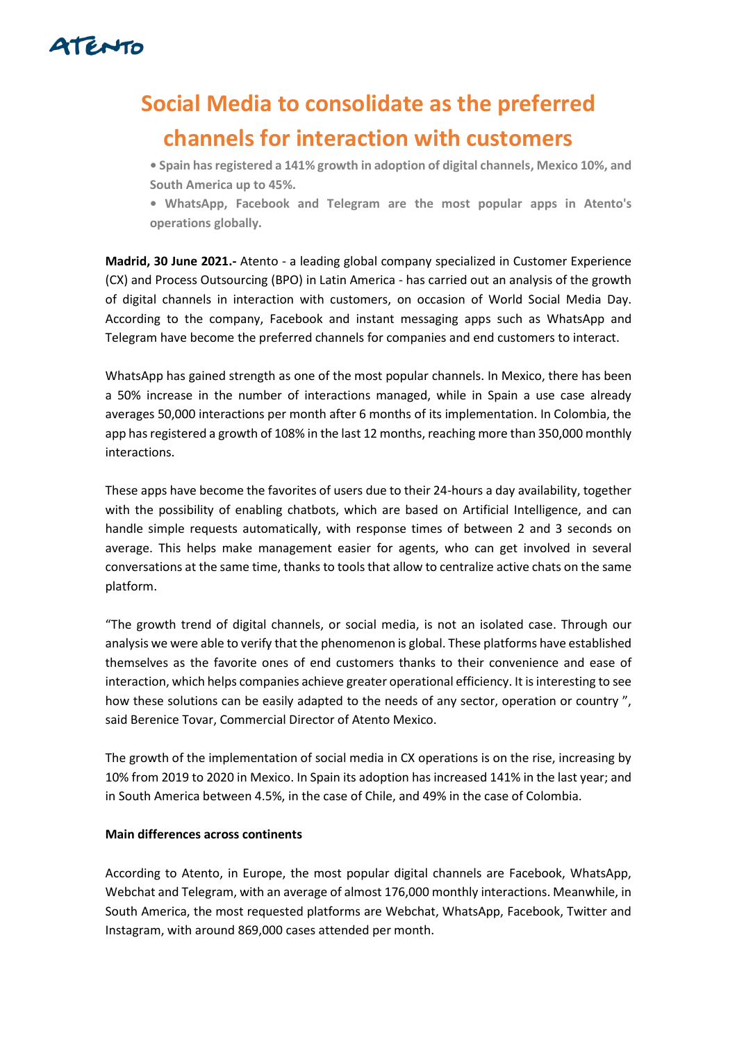# Social Media to consolidate as the preferred channels for interaction with customers

**• Spain has registered a 141% growth in adoption of digital channels, Mexico 10%, and South America up to 45%.**

**• WhatsApp, Facebook and Telegram are the most popular apps in Atento's operations globally.**

**Madrid, 30 June 2021.-** Atento - a leading global company specialized in Customer Experience (CX) and Process Outsourcing (BPO) in Latin America - has carried out an analysis of the growth of digital channels in interaction with customers, on occasion of World Social Media Day. According to the company, Facebook and instant messaging apps such as WhatsApp and Telegram have become the preferred channels for companies and end customers to interact.

WhatsApp has gained strength as one of the most popular channels. In Mexico, there has been a 50% increase in the number of interactions managed, while in Spain a use case already averages 50,000 interactions per month after 6 months of its implementation. In Colombia, the app has registered a growth of 108% in the last 12 months, reaching more than 350,000 monthly interactions.

These apps have become the favorites of users due to their 24-hours a day availability, together with the possibility of enabling chatbots, which are based on Artificial Intelligence, and can handle simple requests automatically, with response times of between 2 and 3 seconds on average. This helps make management easier for agents, who can get involved in several conversations at the same time, thanks to tools that allow to centralize active chats on the same platform.

"The growth trend of digital channels, or social media, is not an isolated case. Through our analysis we were able to verify that the phenomenon is global. These platforms have established themselves as the favorite ones of end customers thanks to their convenience and ease of interaction, which helps companies achieve greater operational efficiency. It is interesting to see how these solutions can be easily adapted to the needs of any sector, operation or country ", said Berenice Tovar, Commercial Director of Atento Mexico.

The growth of the implementation of social media in CX operations is on the rise, increasing by 10% from 2019 to 2020 in Mexico. In Spain its adoption has increased 141% in the last year; and in South America between 4.5%, in the case of Chile, and 49% in the case of Colombia.

**Main differences across continents**

According to Atento, in Europe, the most popular digital channels are Facebook, WhatsApp, Webchat and Telegram, with an average of almost 176,000 monthly interactions. Meanwhile, in South America, the most requested platforms are Webchat, WhatsApp, Facebook, Twitter and Instagram, with around 869,000 cases attended per month.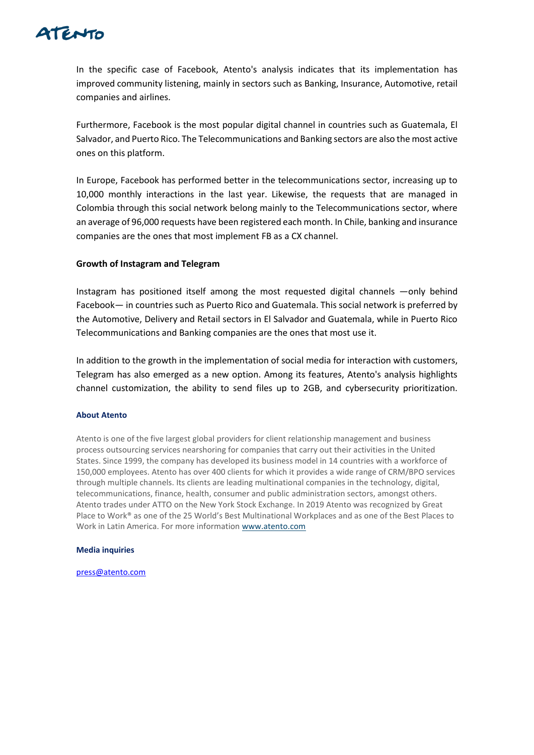In the specific case of Facebook, Atento's analysis indicates that its implementation has improved community listening, mainly in sectors such as Banking, Insurance, Automotive, retail companies and airlines.

Furthermore, Facebook is the most popular digital channel in countries such as Guatemala, El Salvador, and Puerto Rico. The Telecommunications and Banking sectors are also the most active ones on this platform.

In Europe, Facebook has performed better in the telecommunications sector, increasing up to 10,000 monthly interactions in the last year. Likewise, the requests that are managed in Colombia through this social network belong mainly to the Telecommunications sector, where an average of 96,000 requests have been registered each month. In Chile, banking and insurance companies are the ones that most implement FB as a CX channel.

**Growth of Instagram and Telegram**

Instagram has positioned itself among the most requested digital channels —only behind Facebook— in countries such as Puerto Rico and Guatemala. This social network is preferred by the Automotive, Delivery and Retail sectors in El Salvador and Guatemala, while in Puerto Rico Telecommunications and Banking companies are the ones that most use it.

In addition to the growth in the implementation of social media for interaction with customers, Telegram has also emerged as a new option. Among its features, Atento's analysis highlights channel customization, the ability to send files up to 2GB, and cybersecurity prioritization.

**About Atento**

Atento is one of the five largest global providers for client relationship management and business process outsourcing services nearshoring for companies that carry out their activities in the United States. Since 1999, the company has developed its business model in 14 countries with a workforce of 150,000 employees. Atento has over 400 clients for which it provides a wide range of CRM/BPO services through multiple channels. Its clients are leading multinational companies in the technology, digital, telecommunications, finance, health, consumer and public administration sectors, amongst others. Atento trades under ATTO on the New York Stock Exchange. In 2019 Atento was recognized by Great Place to Work® as one of the 25 World's Best Multinational Workplaces and as one of the Best Places to Work in Latin America. For more information www.atento.com

**Media inquiries**

press@atento.com